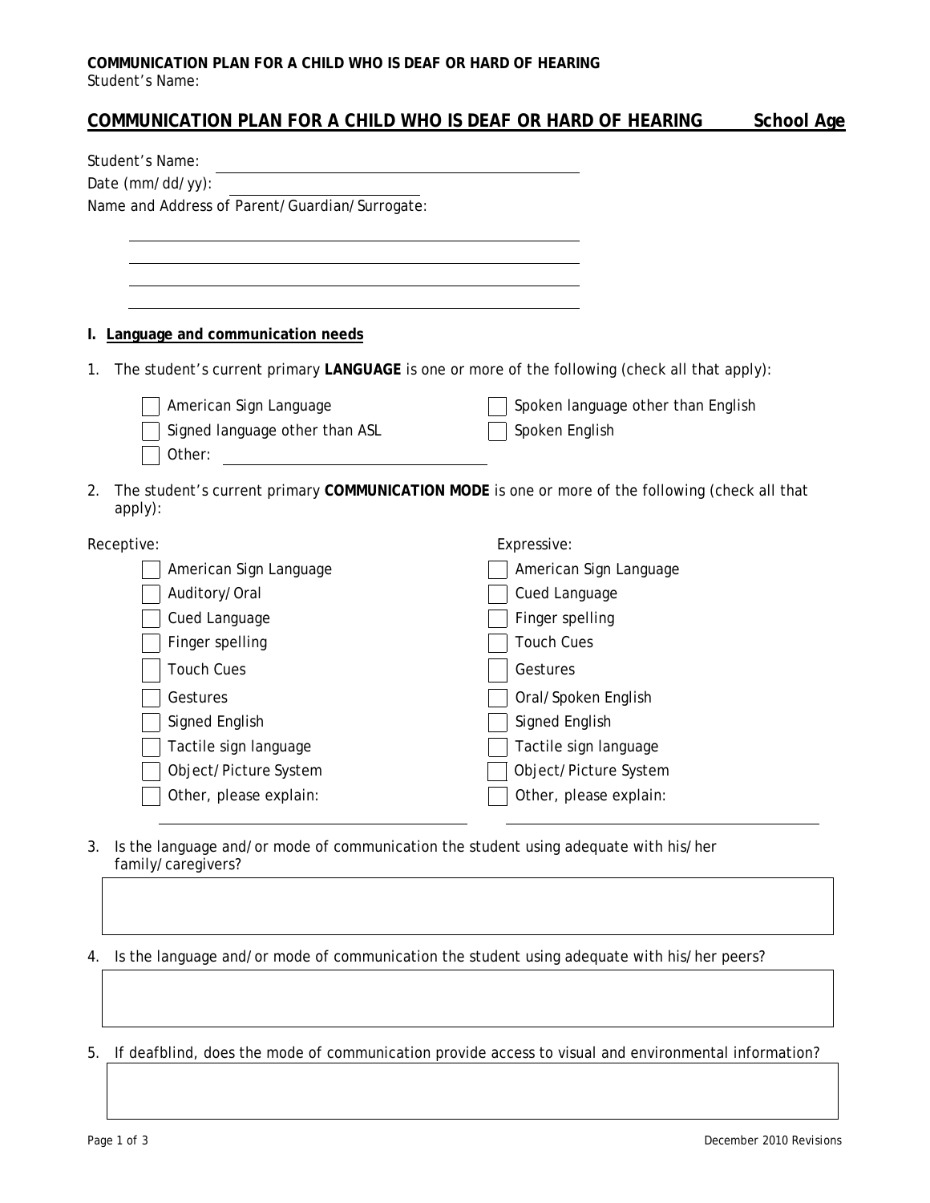## COMMUNICATION PLAN FOR A CHILD WHO IS DEAF OR HARD OF HEARING — School Age

Student's Name: ______________________________

Date (mm/dd/yy): ____________________

Name and Address of Parent/Guardian/Surrogate:

______________________________

______________________________

______________________________

______________________________

**I. Language and communication needs**

1. The student's current primary **LANGUAGE** is one or more of the following (check all that apply):

- [ ] American Sign Language
- [ ] Signed language other than ASL
- [ ] Other: ____________________
- [ ] Spoken language other than English
- [ ] Spoken English

2. The student's current primary **COMMUNICATION MODE** is one or more of the following (check all that apply):

| Receptive: | Expressive: |
|---|---|
| [ ] American Sign Language | [ ] American Sign Language |
| [ ] Auditory/Oral | [ ] Cued Language |
| [ ] Cued Language | [ ] Finger spelling |
| [ ] Finger spelling | [ ] Touch Cues |
| [ ] Touch Cues | [ ] Gestures |
| [ ] Gestures | [ ] Oral/Spoken English |
| [ ] Signed English | [ ] Signed English |
| [ ] Tactile sign language | [ ] Tactile sign language |
| [ ] Object/Picture System | [ ] Object/Picture System |
| [ ] Other, please explain: ____________________ | [ ] Other, please explain: ____________________ |

3. Is the language and/or mode of communication the student using adequate with his/her family/caregivers?

4. Is the language and/or mode of communication the student using adequate with his/her peers?

5. If deafblind, does the mode of communication provide access to visual and environmental information?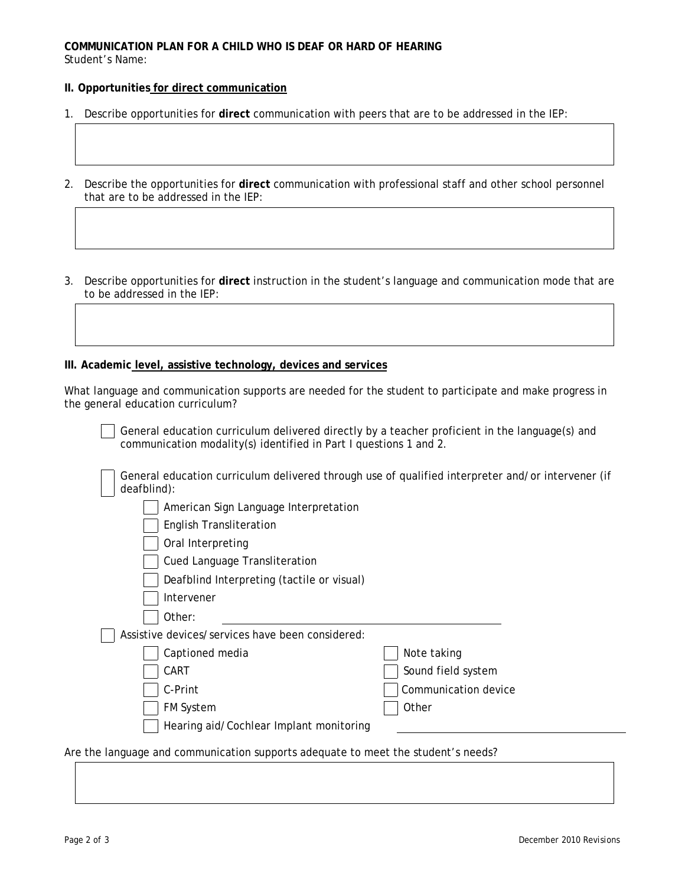**COMMUNICATION PLAN FOR A CHILD WHO IS DEAF OR HARD OF HEARING**

Student's Name:

**II. Opportunities for direct communication**

1. Describe opportunities for **direct** communication with peers that are to be addressed in the IEP:

2. Describe the opportunities for **direct** communication with professional staff and other school personnel that are to be addressed in the IEP:

3. Describe opportunities for **direct** instruction in the student's language and communication mode that are to be addressed in the IEP:

**III. Academic level, assistive technology, devices and services**

What language and communication supports are needed for the student to participate and make progress in the general education curriculum?

- [ ] General education curriculum delivered directly by a teacher proficient in the language(s) and communication modality(s) identified in Part I questions 1 and 2.
- [ ] General education curriculum delivered through use of qualified interpreter and/or intervener (if deafblind):
  - [ ] American Sign Language Interpretation
  - [ ] English Transliteration
  - [ ] Oral Interpreting
  - [ ] Cued Language Transliteration
  - [ ] Deafblind Interpreting (tactile or visual)
  - [ ] Intervener
  - [ ] Other: ______________________________
- [ ] Assistive devices/services have been considered:
  - [ ] Captioned media
  - [ ] CART
  - [ ] C-Print
  - [ ] FM System
  - [ ] Hearing aid/Cochlear Implant monitoring
  - [ ] Note taking
  - [ ] Sound field system
  - [ ] Communication device
  - [ ] Other ______________________________

Are the language and communication supports adequate to meet the student's needs?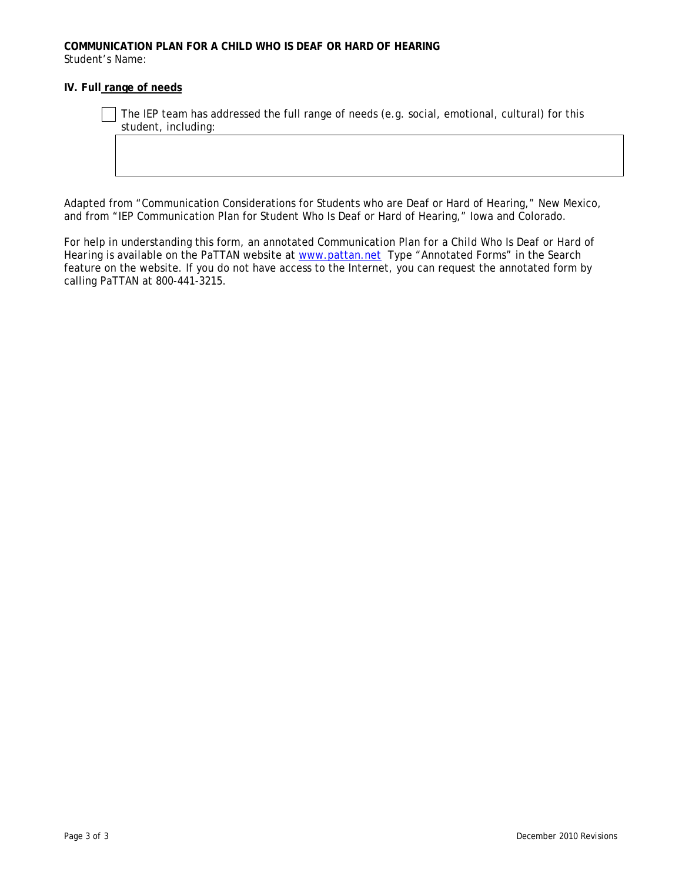**COMMUNICATION PLAN FOR A CHILD WHO IS DEAF OR HARD OF HEARING**

Student's Name:

**IV. Full range of needs**

☐ The IEP team has addressed the full range of needs (e.g. social, emotional, cultural) for this student, including:

| |
|---|
| |

Adapted from "Communication Considerations for Students who are Deaf or Hard of Hearing," New Mexico, and from "IEP Communication Plan for Student Who Is Deaf or Hard of Hearing," Iowa and Colorado.

For help in understanding this form, an annotated Communication Plan for a Child Who Is Deaf or Hard of Hearing is available on the PaTTAN website at www.pattan.net Type "Annotated Forms" in the Search feature on the website. If you do not have access to the Internet, you can request the annotated form by calling PaTTAN at 800-441-3215.

December 2010 Revisions